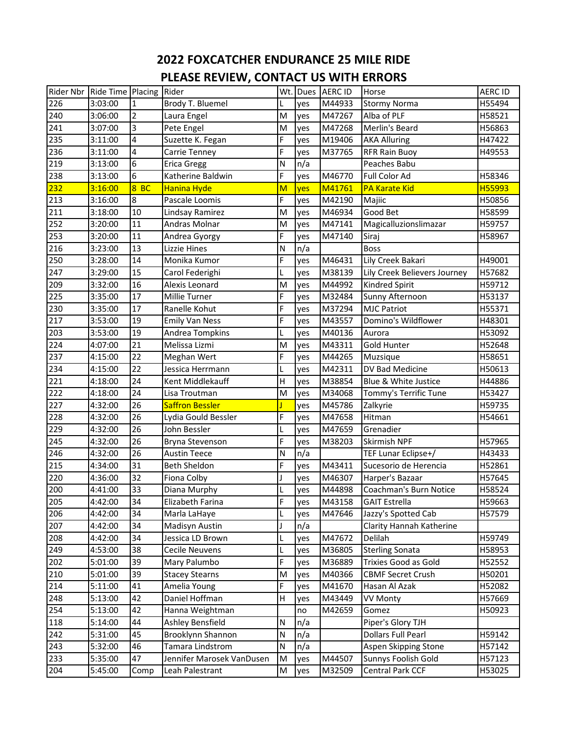# 2022 FOXCATCHER ENDURANCE 25 MILE RIDE

## PLEASE REVIEW, CONTACT US WITH ERRORS

| Rider Nbr | Ride Time | Placing | Rider | Wt. | Dues | AERC ID | Horse | AERC ID |
|---|---|---|---|---|---|---|---|---|
| 226 | 3:03:00 | 1 | Brody T. Bluemel | L | yes | M44933 | Stormy Norma | H55494 |
| 240 | 3:06:00 | 2 | Laura Engel | M | yes | M47267 | Alba of PLF | H58521 |
| 241 | 3:07:00 | 3 | Pete Engel | M | yes | M47268 | Merlin's Beard | H56863 |
| 235 | 3:11:00 | 4 | Suzette K. Fegan | F | yes | M19406 | AKA Alluring | H47422 |
| 236 | 3:11:00 | 4 | Carrie Tenney | F | yes | M37765 | RFR Rain Buoy | H49553 |
| 219 | 3:13:00 | 6 | Erica Gregg | N | n/a | | Peaches Babu | |
| 238 | 3:13:00 | 6 | Katherine Baldwin | F | yes | M46770 | Full Color Ad | H58346 |
| 232 | 3:16:00 | 8 BC | Hanina Hyde | M | yes | M41761 | PA Karate Kid | H55993 |
| 213 | 3:16:00 | 8 | Pascale Loomis | F | yes | M42190 | Majiic | H50856 |
| 211 | 3:18:00 | 10 | Lindsay Ramirez | M | yes | M46934 | Good Bet | H58599 |
| 252 | 3:20:00 | 11 | Andras Molnar | M | yes | M47141 | Magicalluzionslimazar | H59757 |
| 253 | 3:20:00 | 11 | Andrea Gyorgy | F | yes | M47140 | Siraj | H58967 |
| 216 | 3:23:00 | 13 | Lizzie Hines | N | n/a | | Boss | |
| 250 | 3:28:00 | 14 | Monika Kumor | F | yes | M46431 | Lily Creek Bakari | H49001 |
| 247 | 3:29:00 | 15 | Carol Federighi | L | yes | M38139 | Lily Creek Believers Journey | H57682 |
| 209 | 3:32:00 | 16 | Alexis Leonard | M | yes | M44992 | Kindred Spirit | H59712 |
| 225 | 3:35:00 | 17 | Millie Turner | F | yes | M32484 | Sunny Afternoon | H53137 |
| 230 | 3:35:00 | 17 | Ranelle Kohut | F | yes | M37294 | MJC Patriot | H55371 |
| 217 | 3:53:00 | 19 | Emily Van Ness | F | yes | M43557 | Domino's Wildflower | H48301 |
| 203 | 3:53:00 | 19 | Andrea Tompkins | L | yes | M40136 | Aurora | H53092 |
| 224 | 4:07:00 | 21 | Melissa Lizmi | M | yes | M43311 | Gold Hunter | H52648 |
| 237 | 4:15:00 | 22 | Meghan Wert | F | yes | M44265 | Muzsique | H58651 |
| 234 | 4:15:00 | 22 | Jessica Herrmann | L | yes | M42311 | DV Bad Medicine | H50613 |
| 221 | 4:18:00 | 24 | Kent Middlekauff | H | yes | M38854 | Blue & White Justice | H44886 |
| 222 | 4:18:00 | 24 | Lisa Troutman | M | yes | M34068 | Tommy's Terrific Tune | H53427 |
| 227 | 4:32:00 | 26 | Saffron Bessler | J | yes | M45786 | Zalkyrie | H59735 |
| 228 | 4:32:00 | 26 | Lydia Gould Bessler | F | yes | M47658 | Hitman | H54661 |
| 229 | 4:32:00 | 26 | John Bessler | L | yes | M47659 | Grenadier | |
| 245 | 4:32:00 | 26 | Bryna Stevenson | F | yes | M38203 | Skirmish NPF | H57965 |
| 246 | 4:32:00 | 26 | Austin Teece | N | n/a | | TEF Lunar Eclipse+/ | H43433 |
| 215 | 4:34:00 | 31 | Beth Sheldon | F | yes | M43411 | Sucesorio de Herencia | H52861 |
| 220 | 4:36:00 | 32 | Fiona Colby | J | yes | M46307 | Harper's Bazaar | H57645 |
| 200 | 4:41:00 | 33 | Diana Murphy | L | yes | M44898 | Coachman's Burn Notice | H58524 |
| 205 | 4:42:00 | 34 | Elizabeth Farina | F | yes | M43158 | GAIT Estrella | H59663 |
| 206 | 4:42:00 | 34 | Marla LaHaye | L | yes | M47646 | Jazzy's Spotted Cab | H57579 |
| 207 | 4:42:00 | 34 | Madisyn Austin | J | n/a | | Clarity Hannah Katherine | |
| 208 | 4:42:00 | 34 | Jessica LD Brown | L | yes | M47672 | Delilah | H59749 |
| 249 | 4:53:00 | 38 | Cecile Neuvens | L | yes | M36805 | Sterling Sonata | H58953 |
| 202 | 5:01:00 | 39 | Mary Palumbo | F | yes | M36889 | Trixies Good as Gold | H52552 |
| 210 | 5:01:00 | 39 | Stacey Stearns | M | yes | M40366 | CBMF Secret Crush | H50201 |
| 214 | 5:11:00 | 41 | Amelia Young | F | yes | M41670 | Hasan Al Azak | H52082 |
| 248 | 5:13:00 | 42 | Daniel Hoffman | H | yes | M43449 | VV Monty | H57669 |
| 254 | 5:13:00 | 42 | Hanna Weightman | | no | M42659 | Gomez | H50923 |
| 118 | 5:14:00 | 44 | Ashley Bensfield | N | n/a | | Piper's Glory TJH | |
| 242 | 5:31:00 | 45 | Brooklynn Shannon | N | n/a | | Dollars Full Pearl | H59142 |
| 243 | 5:32:00 | 46 | Tamara Lindstrom | N | n/a | | Aspen Skipping Stone | H57142 |
| 233 | 5:35:00 | 47 | Jennifer Marosek VanDusen | M | yes | M44507 | Sunnys Foolish Gold | H57123 |
| 204 | 5:45:00 | Comp | Leah Palestrant | M | yes | M32509 | Central Park CCF | H53025 |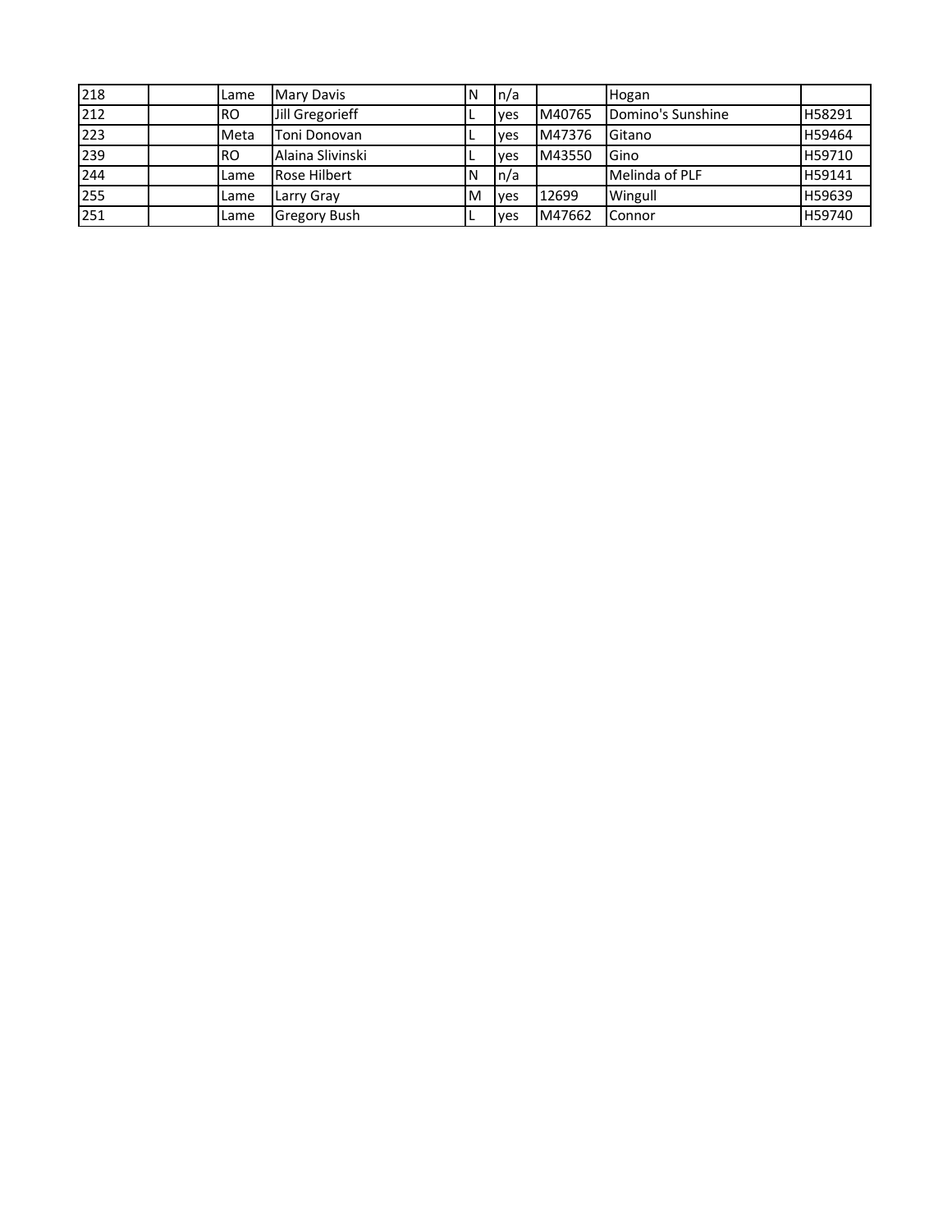| | | | | | | | | |
|---|---|---|---|---|---|---|---|---|
| 218 | | Lame | Mary Davis | N | n/a | | Hogan | |
| 212 | | RO | Jill Gregorieff | L | yes | M40765 | Domino's Sunshine | H58291 |
| 223 | | Meta | Toni Donovan | L | yes | M47376 | Gitano | H59464 |
| 239 | | RO | Alaina Slivinski | L | yes | M43550 | Gino | H59710 |
| 244 | | Lame | Rose Hilbert | N | n/a | | Melinda of PLF | H59141 |
| 255 | | Lame | Larry Gray | M | yes | 12699 | Wingull | H59639 |
| 251 | | Lame | Gregory Bush | L | yes | M47662 | Connor | H59740 |